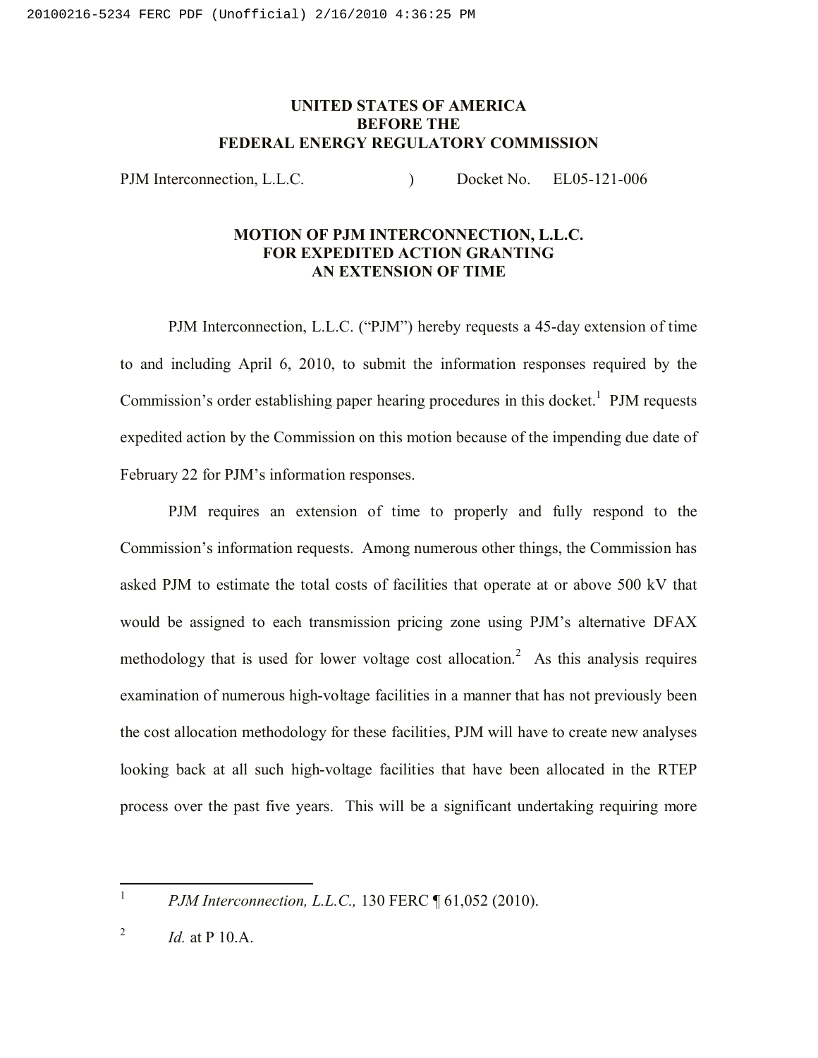# UNITED STATES OF AMERICA
# BEFORE THE
# FEDERAL ENERGY REGULATORY COMMISSION

PJM Interconnection, L.L.C. ) Docket No. EL05-121-006

## MOTION OF PJM INTERCONNECTION, L.L.C. FOR EXPEDITED ACTION GRANTING AN EXTENSION OF TIME

PJM Interconnection, L.L.C. ("PJM") hereby requests a 45-day extension of time to and including April 6, 2010, to submit the information responses required by the Commission's order establishing paper hearing procedures in this docket.[1] PJM requests expedited action by the Commission on this motion because of the impending due date of February 22 for PJM's information responses.

PJM requires an extension of time to properly and fully respond to the Commission's information requests. Among numerous other things, the Commission has asked PJM to estimate the total costs of facilities that operate at or above 500 kV that would be assigned to each transmission pricing zone using PJM's alternative DFAX methodology that is used for lower voltage cost allocation.[2] As this analysis requires examination of numerous high-voltage facilities in a manner that has not previously been the cost allocation methodology for these facilities, PJM will have to create new analyses looking back at all such high-voltage facilities that have been allocated in the RTEP process over the past five years. This will be a significant undertaking requiring more

---

[1] *PJM Interconnection, L.L.C.,* 130 FERC ¶ 61,052 (2010).

[2] *Id.* at P 10.A.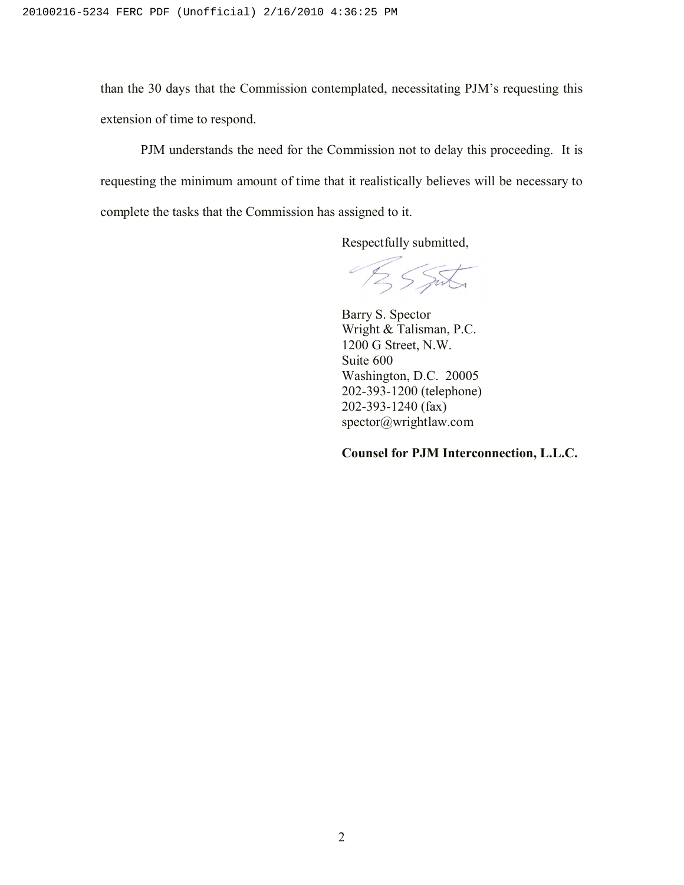than the 30 days that the Commission contemplated, necessitating PJM's requesting this extension of time to respond.

PJM understands the need for the Commission not to delay this proceeding. It is requesting the minimum amount of time that it realistically believes will be necessary to complete the tasks that the Commission has assigned to it.

Respectfully submitted,

Barry S. Spector
Wright & Talisman, P.C.
1200 G Street, N.W.
Suite 600
Washington, D.C. 20005
202-393-1200 (telephone)
202-393-1240 (fax)
spector@wrightlaw.com

**Counsel for PJM Interconnection, L.L.C.**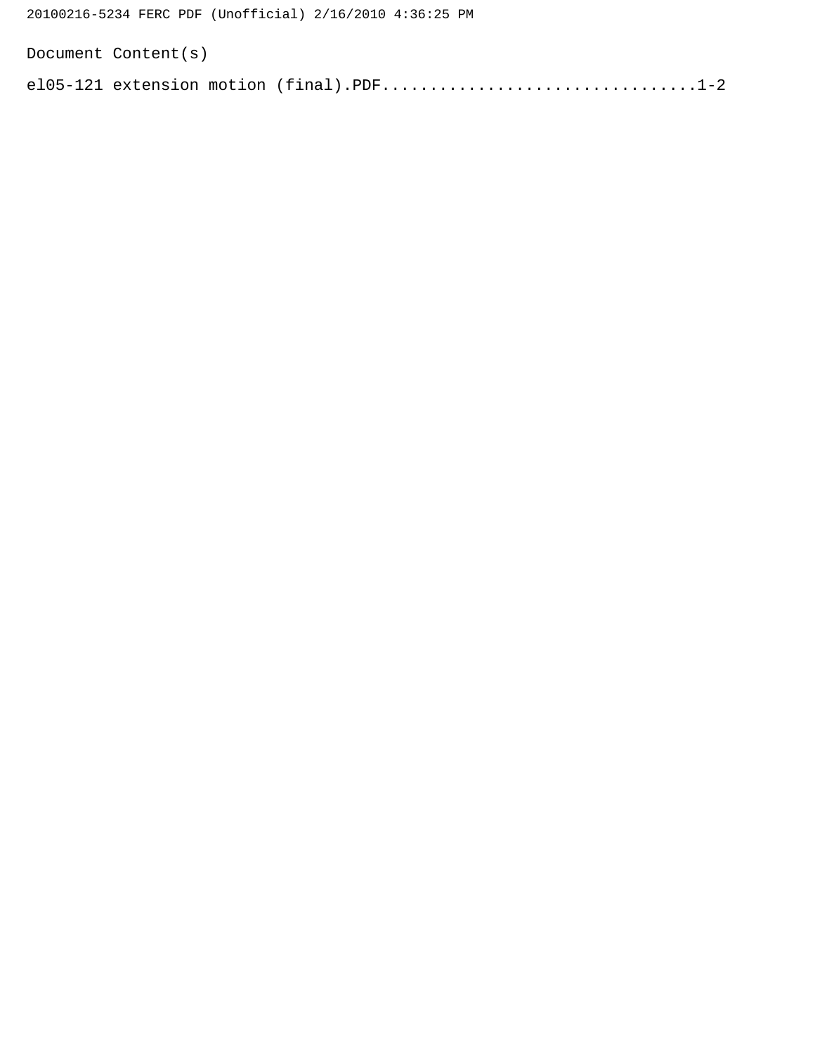20100216-5234 FERC PDF (Unofficial) 2/16/2010 4:36:25 PM

Document Content(s)

el05-121 extension motion (final).PDF................................1-2